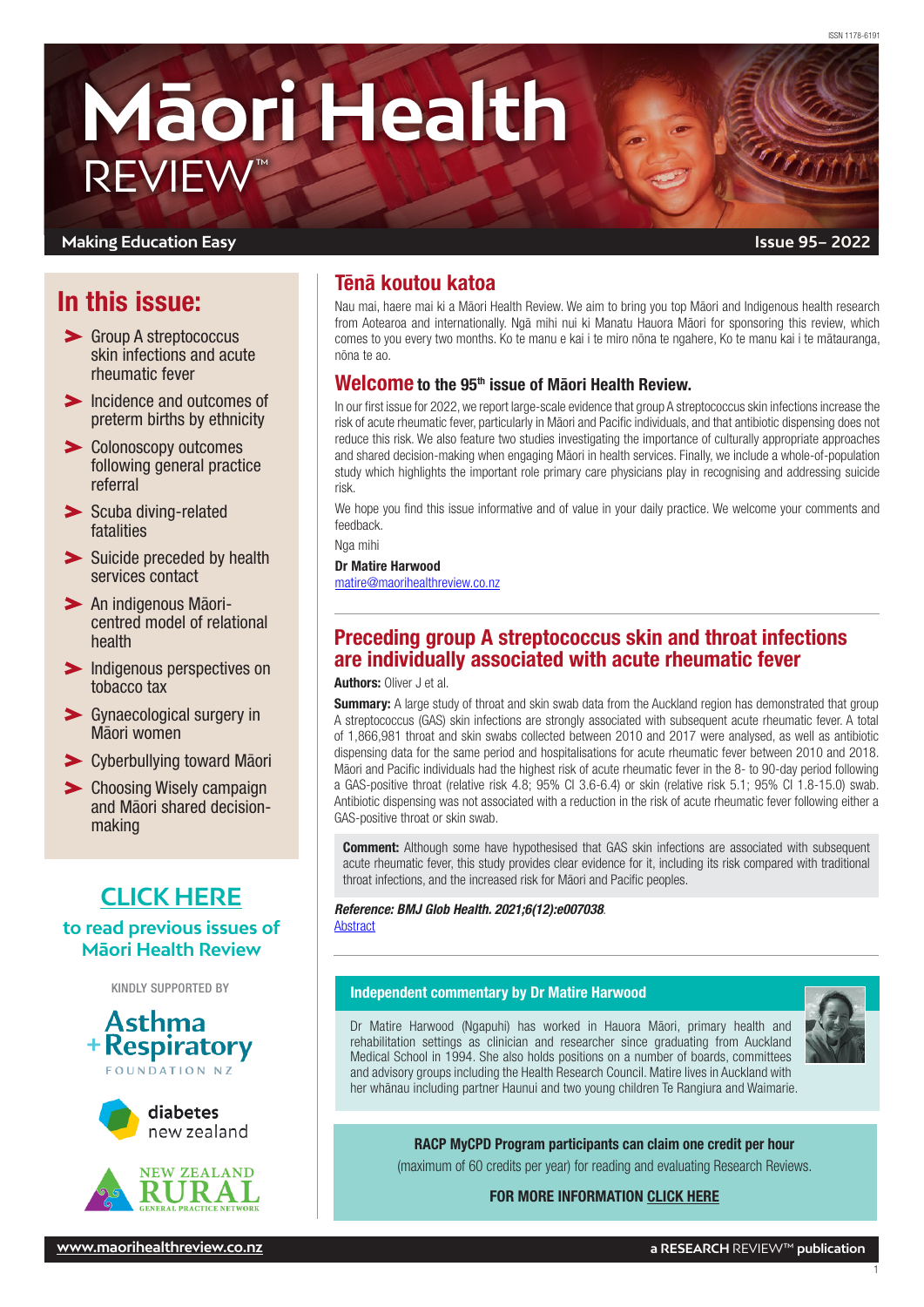ISSN 1178-6191

# Māori Health REVIEW™

**Making Education Easy** | **Issue 95– 2022**

## In this issue:

- Group A streptococcus skin infections and acute rheumatic fever
- Incidence and outcomes of preterm births by ethnicity
- Colonoscopy outcomes following general practice referral
- Scuba diving-related fatalities
- Suicide preceded by health services contact
- An indigenous Māori-centred model of relational health
- Indigenous perspectives on tobacco tax
- Gynaecological surgery in Māori women
- Cyberbullying toward Māori
- Choosing Wisely campaign and Māori shared decision-making

**CLICK HERE** to read previous issues of Māori Health Review

KINDLY SUPPORTED BY

Asthma + Respiratory FOUNDATION NZ

diabetes new zealand

NEW ZEALAND RURAL GENERAL PRACTICE NETWORK

## Tēnā koutou katoa

Nau mai, haere mai ki a Māori Health Review. We aim to bring you top Māori and Indigenous health research from Aotearoa and internationally. Ngā mihi nui ki Manatu Hauora Māori for sponsoring this review, which comes to you every two months. Ko te manu e kai i te miro nōna te ngahere, Ko te manu kai i te mātauranga, nōna te ao.

## Welcome to the 95th issue of Māori Health Review.

In our first issue for 2022, we report large-scale evidence that group A streptococcus skin infections increase the risk of acute rheumatic fever, particularly in Māori and Pacific individuals, and that antibiotic dispensing does not reduce this risk. We also feature two studies investigating the importance of culturally appropriate approaches and shared decision-making when engaging Māori in health services. Finally, we include a whole-of-population study which highlights the important role primary care physicians play in recognising and addressing suicide risk.

We hope you find this issue informative and of value in your daily practice. We welcome your comments and feedback.

Nga mihi

**Dr Matire Harwood**
matire@maorihealthreview.co.nz

## Preceding group A streptococcus skin and throat infections are individually associated with acute rheumatic fever

**Authors:** Oliver J et al.

**Summary:** A large study of throat and skin swab data from the Auckland region has demonstrated that group A streptococcus (GAS) skin infections are strongly associated with subsequent acute rheumatic fever. A total of 1,866,981 throat and skin swabs collected between 2010 and 2017 were analysed, as well as antibiotic dispensing data for the same period and hospitalisations for acute rheumatic fever between 2010 and 2018. Māori and Pacific individuals had the highest risk of acute rheumatic fever in the 8- to 90-day period following a GAS-positive throat (relative risk 4.8; 95% CI 3.6-6.4) or skin (relative risk 5.1; 95% CI 1.8-15.0) swab. Antibiotic dispensing was not associated with a reduction in the risk of acute rheumatic fever following either a GAS-positive throat or skin swab.

**Comment:** Although some have hypothesised that GAS skin infections are associated with subsequent acute rheumatic fever, this study provides clear evidence for it, including its risk compared with traditional throat infections, and the increased risk for Māori and Pacific peoples.

***Reference:** BMJ Glob Health. 2021;6(12):e007038.*
Abstract

### Independent commentary by Dr Matire Harwood

Dr Matire Harwood (Ngapuhi) has worked in Hauora Māori, primary health and rehabilitation settings as clinician and researcher since graduating from Auckland Medical School in 1994. She also holds positions on a number of boards, committees and advisory groups including the Health Research Council. Matire lives in Auckland with her whānau including partner Haunui and two young children Te Rangiura and Waimarie.

**RACP MyCPD Program participants can claim one credit per hour**
(maximum of 60 credits per year) for reading and evaluating Research Reviews.

**FOR MORE INFORMATION CLICK HERE**

www.maorihealthreview.co.nz | **a RESEARCH REVIEW™ publication**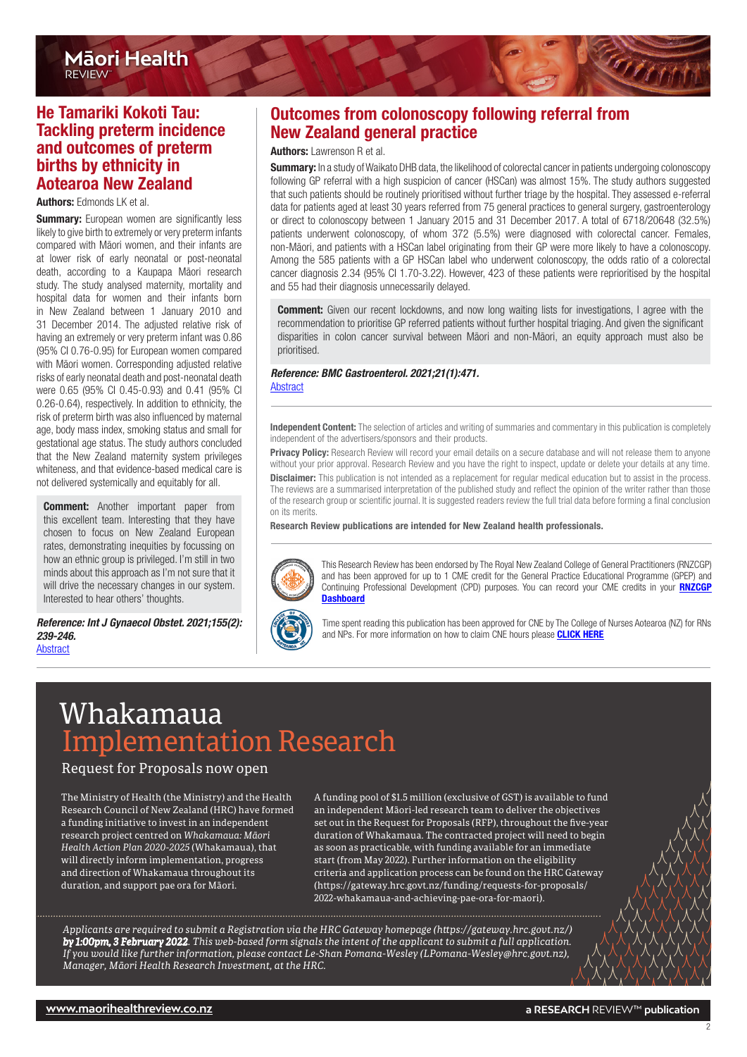## He Tamariki Kokoti Tau: Tackling preterm incidence and outcomes of preterm births by ethnicity in Aotearoa New Zealand

**Authors:** Edmonds LK et al.

**Summary:** European women are significantly less likely to give birth to extremely or very preterm infants compared with Māori women, and their infants are at lower risk of early neonatal or post-neonatal death, according to a Kaupapa Māori research study. The study analysed maternity, mortality and hospital data for women and their infants born in New Zealand between 1 January 2010 and 31 December 2014. The adjusted relative risk of having an extremely or very preterm infant was 0.86 (95% CI 0.76-0.95) for European women compared with Māori women. Corresponding adjusted relative risks of early neonatal death and post-neonatal death were 0.65 (95% CI 0.45-0.93) and 0.41 (95% CI 0.26-0.64), respectively. In addition to ethnicity, the risk of preterm birth was also influenced by maternal age, body mass index, smoking status and small for gestational age status. The study authors concluded that the New Zealand maternity system privileges whiteness, and that evidence-based medical care is not delivered systemically and equitably for all.

**Comment:** Another important paper from this excellent team. Interesting that they have chosen to focus on New Zealand European rates, demonstrating inequities by focussing on how an ethnic group is privileged. I'm still in two minds about this approach as I'm not sure that it will drive the necessary changes in our system. Interested to hear others' thoughts.

***Reference: Int J Gynaecol Obstet. 2021;155(2): 239-246.***
Abstract

## Outcomes from colonoscopy following referral from New Zealand general practice

**Authors:** Lawrenson R et al.

**Summary:** In a study of Waikato DHB data, the likelihood of colorectal cancer in patients undergoing colonoscopy following GP referral with a high suspicion of cancer (HSCan) was almost 15%. The study authors suggested that such patients should be routinely prioritised without further triage by the hospital. They assessed e-referral data for patients aged at least 30 years referred from 75 general practices to general surgery, gastroenterology or direct to colonoscopy between 1 January 2015 and 31 December 2017. A total of 6718/20648 (32.5%) patients underwent colonoscopy, of whom 372 (5.5%) were diagnosed with colorectal cancer. Females, non-Māori, and patients with a HSCan label originating from their GP were more likely to have a colonoscopy. Among the 585 patients with a GP HSCan label who underwent colonoscopy, the odds ratio of a colorectal cancer diagnosis 2.34 (95% CI 1.70-3.22). However, 423 of these patients were reprioritised by the hospital and 55 had their diagnosis unnecessarily delayed.

**Comment:** Given our recent lockdowns, and now long waiting lists for investigations, I agree with the recommendation to prioritise GP referred patients without further hospital triaging. And given the significant disparities in colon cancer survival between Māori and non-Māori, an equity approach must also be prioritised.

***Reference: BMC Gastroenterol. 2021;21(1):471.***
Abstract

**Independent Content:** The selection of articles and writing of summaries and commentary in this publication is completely independent of the advertisers/sponsors and their products.

**Privacy Policy:** Research Review will record your email details on a secure database and will not release them to anyone without your prior approval. Research Review and you have the right to inspect, update or delete your details at any time.

**Disclaimer:** This publication is not intended as a replacement for regular medical education but to assist in the process. The reviews are a summarised interpretation of the published study and reflect the opinion of the writer rather than those of the research group or scientific journal. It is suggested readers review the full trial data before forming a final conclusion on its merits.

**Research Review publications are intended for New Zealand health professionals.**

This Research Review has been endorsed by The Royal New Zealand College of General Practitioners (RNZCGP) and has been approved for up to 1 CME credit for the General Practice Educational Programme (GPEP) and Continuing Professional Development (CPD) purposes. You can record your CME credits in your **RNZCGP Dashboard**

Time spent reading this publication has been approved for CNE by The College of Nurses Aotearoa (NZ) for RNs and NPs. For more information on how to claim CNE hours please **CLICK HERE**

# Whakamaua Implementation Research

### Request for Proposals now open

The Ministry of Health (the Ministry) and the Health Research Council of New Zealand (HRC) have formed a funding initiative to invest in an independent research project centred on *Whakamaua: Māori Health Action Plan 2020-2025* (Whakamaua), that will directly inform implementation, progress and direction of Whakamaua throughout its duration, and support pae ora for Māori.

A funding pool of $1.5 million (exclusive of GST) is available to fund an independent Māori-led research team to deliver the objectives set out in the Request for Proposals (RFP), throughout the five-year duration of Whakamaua. The contracted project will need to begin as soon as practicable, with funding available for an immediate start (from May 2022). Further information on the eligibility criteria and application process can be found on the HRC Gateway (https://gateway.hrc.govt.nz/funding/requests-for-proposals/2022-whakamaua-and-achieving-pae-ora-for-maori).

*Applicants are required to submit a Registration via the HRC Gateway homepage (https://gateway.hrc.govt.nz/)* ***by 1:00pm, 3 February 2022****. This web-based form signals the intent of the applicant to submit a full application. If you would like further information, please contact Le-Shan Pomana-Wesley (LPomana-Wesley@hrc.govt.nz), Manager, Māori Health Research Investment, at the HRC.*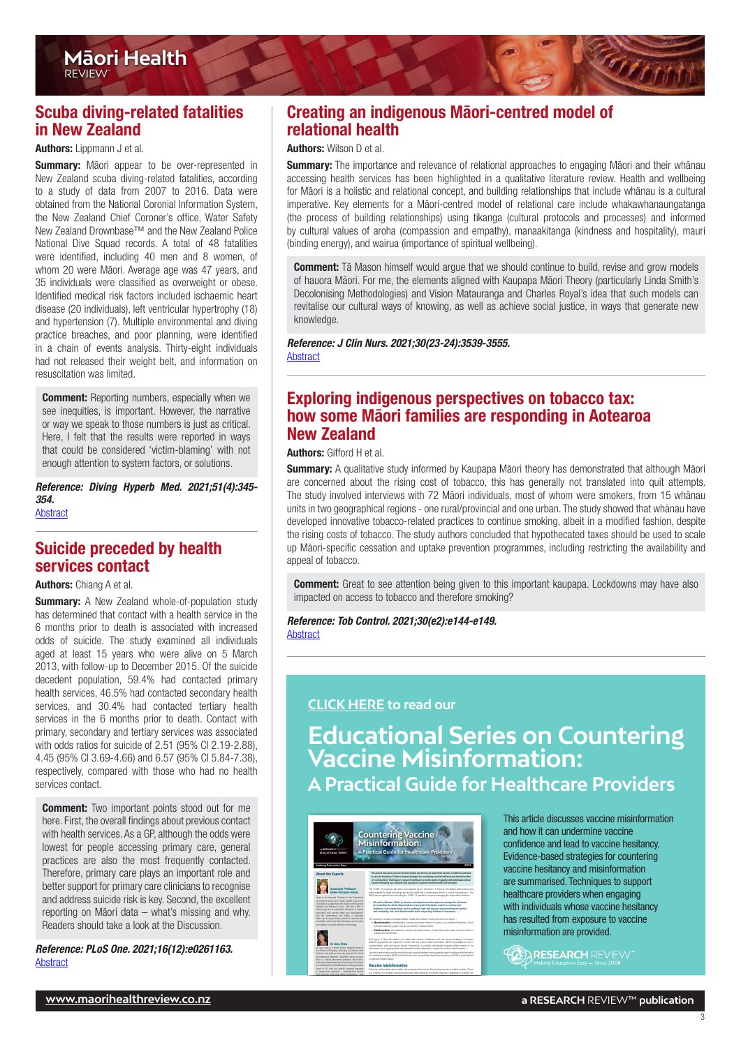## Scuba diving-related fatalities in New Zealand

**Authors:** Lippmann J et al.

**Summary:** Māori appear to be over-represented in New Zealand scuba diving-related fatalities, according to a study of data from 2007 to 2016. Data were obtained from the National Coronial Information System, the New Zealand Chief Coroner's office, Water Safety New Zealand Drownbase™ and the New Zealand Police National Dive Squad records. A total of 48 fatalities were identified, including 40 men and 8 women, of whom 20 were Māori. Average age was 47 years, and 35 individuals were classified as overweight or obese. Identified medical risk factors included ischaemic heart disease (20 individuals), left ventricular hypertrophy (18) and hypertension (7). Multiple environmental and diving practice breaches, and poor planning, were identified in a chain of events analysis. Thirty-eight individuals had not released their weight belt, and information on resuscitation was limited.

**Comment:** Reporting numbers, especially when we see inequities, is important. However, the narrative or way we speak to those numbers is just as critical. Here, I felt that the results were reported in ways that could be considered 'victim-blaming' with not enough attention to system factors, or solutions.

***Reference: Diving Hyperb Med. 2021;51(4):345-354.***
Abstract

## Suicide preceded by health services contact

**Authors:** Chiang A et al.

**Summary:** A New Zealand whole-of-population study has determined that contact with a health service in the 6 months prior to death is associated with increased odds of suicide. The study examined all individuals aged at least 15 years who were alive on 5 March 2013, with follow-up to December 2015. Of the suicide decedent population, 59.4% had contacted primary health services, 46.5% had contacted secondary health services, and 30.4% had contacted tertiary health services in the 6 months prior to death. Contact with primary, secondary and tertiary services was associated with odds ratios for suicide of 2.51 (95% CI 2.19-2.88), 4.45 (95% CI 3.69-4.66) and 6.57 (95% CI 5.84-7.38), respectively, compared with those who had no health services contact.

**Comment:** Two important points stood out for me here. First, the overall findings about previous contact with health services. As a GP, although the odds were lowest for people accessing primary care, general practices are also the most frequently contacted. Therefore, primary care plays an important role and better support for primary care clinicians to recognise and address suicide risk is key. Second, the excellent reporting on Māori data – what's missing and why. Readers should take a look at the Discussion.

***Reference: PLoS One. 2021;16(12):e0261163.***
Abstract

## Creating an indigenous Māori-centred model of relational health

**Authors:** Wilson D et al.

**Summary:** The importance and relevance of relational approaches to engaging Māori and their whānau accessing health services has been highlighted in a qualitative literature review. Health and wellbeing for Māori is a holistic and relational concept, and building relationships that include whānau is a cultural imperative. Key elements for a Māori-centred model of relational care include whakawhanaungatanga (the process of building relationships) using tikanga (cultural protocols and processes) and informed by cultural values of aroha (compassion and empathy), manaakitanga (kindness and hospitality), mauri (binding energy), and wairua (importance of spiritual wellbeing).

**Comment:** Tā Mason himself would argue that we should continue to build, revise and grow models of hauora Māori. For me, the elements aligned with Kaupapa Māori Theory (particularly Linda Smith's Decolonising Methodologies) and Vision Matauranga and Charles Royal's idea that such models can revitalise our cultural ways of knowing, as well as achieve social justice, in ways that generate new knowledge.

***Reference: J Clin Nurs. 2021;30(23-24):3539-3555.***
Abstract

## Exploring indigenous perspectives on tobacco tax: how some Māori families are responding in Aotearoa New Zealand

**Authors:** Gifford H et al.

**Summary:** A qualitative study informed by Kaupapa Māori theory has demonstrated that although Māori are concerned about the rising cost of tobacco, this has generally not translated into quit attempts. The study involved interviews with 72 Māori individuals, most of whom were smokers, from 15 whānau units in two geographical regions - one rural/provincial and one urban. The study showed that whānau have developed innovative tobacco-related practices to continue smoking, albeit in a modified fashion, despite the rising costs of tobacco. The study authors concluded that hypothecated taxes should be used to scale up Māori-specific cessation and uptake prevention programmes, including restricting the availability and appeal of tobacco.

**Comment:** Great to see attention being given to this important kaupapa. Lockdowns may have also impacted on access to tobacco and therefore smoking?

***Reference: Tob Control. 2021;30(e2):e144-e149.***
Abstract

CLICK HERE to read our

**Educational Series on Countering Vaccine Misinformation: A Practical Guide for Healthcare Providers**

This article discusses vaccine misinformation and how it can undermine vaccine confidence and lead to vaccine hesitancy. Evidence-based strategies for countering vaccine hesitancy and misinformation are summarised. Techniques to support healthcare providers when engaging with individuals whose vaccine hesitancy has resulted from exposure to vaccine misinformation are provided.

RESEARCH REVIEW™ Making Education Easy – Since 2006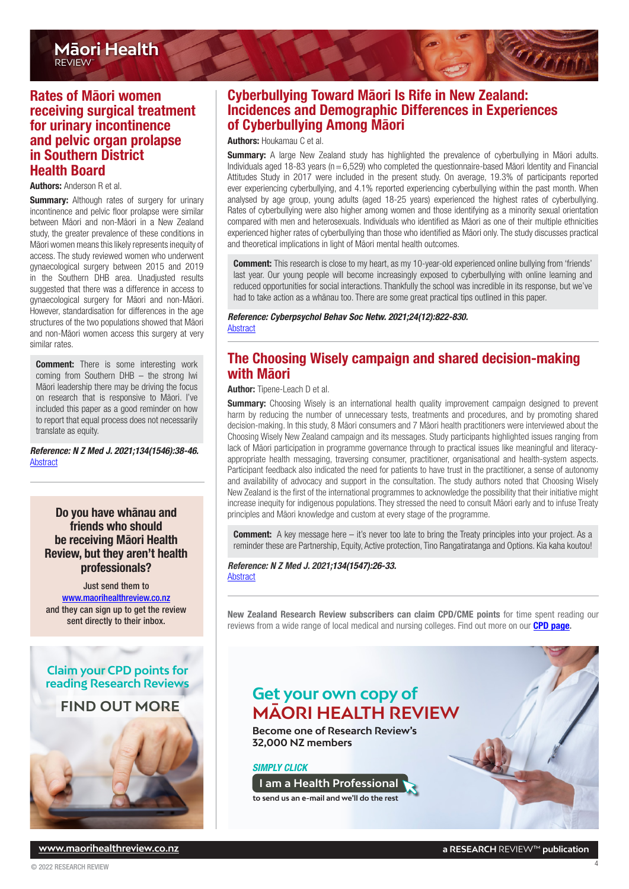## Rates of Māori women receiving surgical treatment for urinary incontinence and pelvic organ prolapse in Southern District Health Board

**Authors:** Anderson R et al.

**Summary:** Although rates of surgery for urinary incontinence and pelvic floor prolapse were similar between Māori and non-Māori in a New Zealand study, the greater prevalence of these conditions in Māori women means this likely represents inequity of access. The study reviewed women who underwent gynaecological surgery between 2015 and 2019 in the Southern DHB area. Unadjusted results suggested that there was a difference in access to gynaecological surgery for Māori and non-Māori. However, standardisation for differences in the age structures of the two populations showed that Māori and non-Māori women access this surgery at very similar rates.

**Comment:** There is some interesting work coming from Southern DHB – the strong Iwi Māori leadership there may be driving the focus on research that is responsive to Māori. I've included this paper as a good reminder on how to report that equal process does not necessarily translate as equity.

***Reference: N Z Med J. 2021;134(1546):38-46.***
Abstract

**Do you have whānau and friends who should be receiving Māori Health Review, but they aren't health professionals?**

Just send them to www.maorihealthreview.co.nz and they can sign up to get the review sent directly to their inbox.

Claim your CPD points for reading Research Reviews
FIND OUT MORE

## Cyberbullying Toward Māori Is Rife in New Zealand: Incidences and Demographic Differences in Experiences of Cyberbullying Among Māori

**Authors:** Houkamau C et al.

**Summary:** A large New Zealand study has highlighted the prevalence of cyberbullying in Māori adults. Individuals aged 18-83 years (n = 6,529) who completed the questionnaire-based Māori Identity and Financial Attitudes Study in 2017 were included in the present study. On average, 19.3% of participants reported ever experiencing cyberbullying, and 4.1% reported experiencing cyberbullying within the past month. When analysed by age group, young adults (aged 18-25 years) experienced the highest rates of cyberbullying. Rates of cyberbullying were also higher among women and those identifying as a minority sexual orientation compared with men and heterosexuals. Individuals who identified as Māori as one of their multiple ethnicities experienced higher rates of cyberbullying than those who identified as Māori only. The study discusses practical and theoretical implications in light of Māori mental health outcomes.

**Comment:** This research is close to my heart, as my 10-year-old experienced online bullying from 'friends' last year. Our young people will become increasingly exposed to cyberbullying with online learning and reduced opportunities for social interactions. Thankfully the school was incredible in its response, but we've had to take action as a whānau too. There are some great practical tips outlined in this paper.

***Reference: Cyberpsychol Behav Soc Netw. 2021;24(12):822-830.***
Abstract

## The Choosing Wisely campaign and shared decision-making with Māori

**Author:** Tipene-Leach D et al.

**Summary:** Choosing Wisely is an international health quality improvement campaign designed to prevent harm by reducing the number of unnecessary tests, treatments and procedures, and by promoting shared decision-making. In this study, 8 Māori consumers and 7 Māori health practitioners were interviewed about the Choosing Wisely New Zealand campaign and its messages. Study participants highlighted issues ranging from lack of Māori participation in programme governance through to practical issues like meaningful and literacy-appropriate health messaging, traversing consumer, practitioner, organisational and health-system aspects. Participant feedback also indicated the need for patients to have trust in the practitioner, a sense of autonomy and availability of advocacy and support in the consultation. The study authors noted that Choosing Wisely New Zealand is the first of the international programmes to acknowledge the possibility that their initiative might increase inequity for indigenous populations. They stressed the need to consult Māori early and to infuse Treaty principles and Māori knowledge and custom at every stage of the programme.

**Comment:** A key message here – it's never too late to bring the Treaty principles into your project. As a reminder these are Partnership, Equity, Active protection, Tino Rangatiratanga and Options. Kia kaha koutou!

***Reference: N Z Med J. 2021;134(1547):26-33.***
Abstract

**New Zealand Research Review subscribers can claim CPD/CME points** for time spent reading our reviews from a wide range of local medical and nursing colleges. Find out more on our **CPD page**.

**Get your own copy of MĀORI HEALTH REVIEW**

**Become one of Research Review's 32,000 NZ members**

***SIMPLY CLICK***
**I am a Health Professional**
to send us an e-mail and we'll do the rest